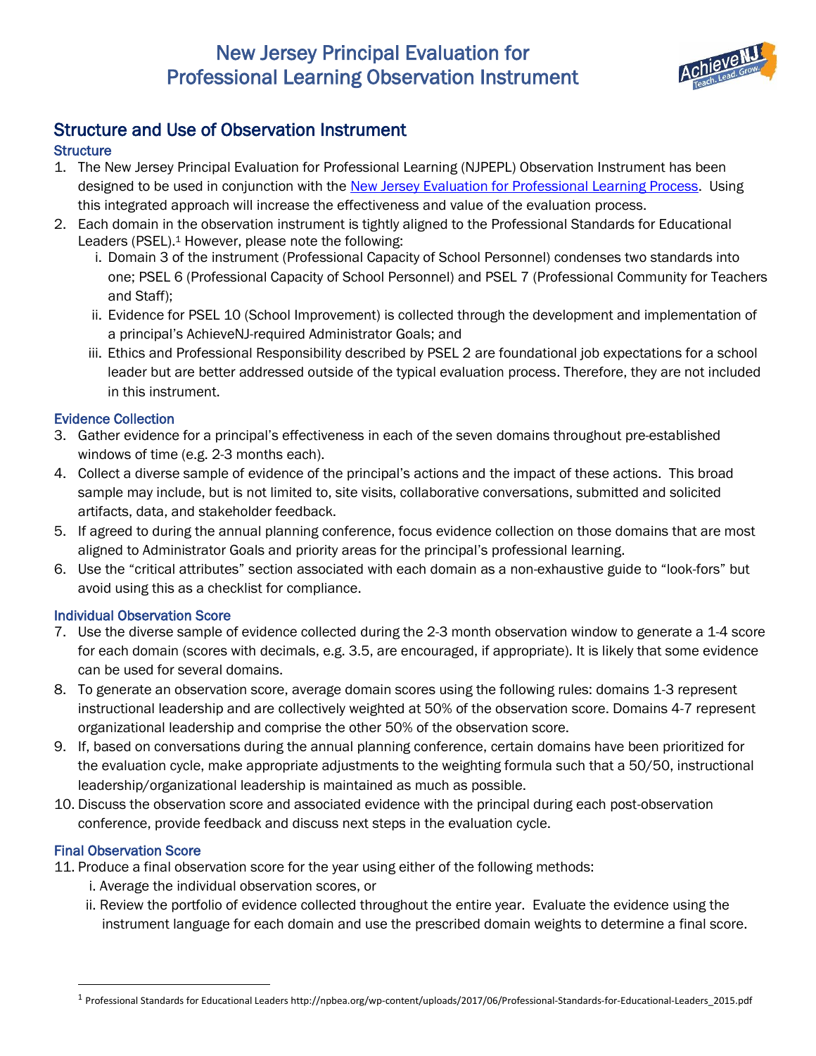# New Jersey Principal Evaluation for Professional Learning Observation Instrument

## Structure and Use of Observation Instrument

### Structure

1. The New Jersey Principal Evaluation for Professional Learning (NJPEPL) Observation Instrument has been designed to be used in conjunction with the [New Jersey Evaluation for Professional Learning Process](). Using this integrated approach will increase the effectiveness and value of the evaluation process.
2. Each domain in the observation instrument is tightly aligned to the Professional Standards for Educational Leaders (PSEL).[1] However, please note the following:
   i. Domain 3 of the instrument (Professional Capacity of School Personnel) condenses two standards into one; PSEL 6 (Professional Capacity of School Personnel) and PSEL 7 (Professional Community for Teachers and Staff);
   ii. Evidence for PSEL 10 (School Improvement) is collected through the development and implementation of a principal's AchieveNJ-required Administrator Goals; and
   iii. Ethics and Professional Responsibility described by PSEL 2 are foundational job expectations for a school leader but are better addressed outside of the typical evaluation process. Therefore, they are not included in this instrument.

### Evidence Collection

3. Gather evidence for a principal's effectiveness in each of the seven domains throughout pre-established windows of time (e.g. 2-3 months each).
4. Collect a diverse sample of evidence of the principal's actions and the impact of these actions. This broad sample may include, but is not limited to, site visits, collaborative conversations, submitted and solicited artifacts, data, and stakeholder feedback.
5. If agreed to during the annual planning conference, focus evidence collection on those domains that are most aligned to Administrator Goals and priority areas for the principal's professional learning.
6. Use the "critical attributes" section associated with each domain as a non-exhaustive guide to "look-fors" but avoid using this as a checklist for compliance.

### Individual Observation Score

7. Use the diverse sample of evidence collected during the 2-3 month observation window to generate a 1-4 score for each domain (scores with decimals, e.g. 3.5, are encouraged, if appropriate). It is likely that some evidence can be used for several domains.
8. To generate an observation score, average domain scores using the following rules: domains 1-3 represent instructional leadership and are collectively weighted at 50% of the observation score. Domains 4-7 represent organizational leadership and comprise the other 50% of the observation score.
9. If, based on conversations during the annual planning conference, certain domains have been prioritized for the evaluation cycle, make appropriate adjustments to the weighting formula such that a 50/50, instructional leadership/organizational leadership is maintained as much as possible.
10. Discuss the observation score and associated evidence with the principal during each post-observation conference, provide feedback and discuss next steps in the evaluation cycle.

### Final Observation Score

11. Produce a final observation score for the year using either of the following methods:
    i. Average the individual observation scores, or
    ii. Review the portfolio of evidence collected throughout the entire year. Evaluate the evidence using the instrument language for each domain and use the prescribed domain weights to determine a final score.

---

[1] Professional Standards for Educational Leaders http://npbea.org/wp-content/uploads/2017/06/Professional-Standards-for-Educational-Leaders_2015.pdf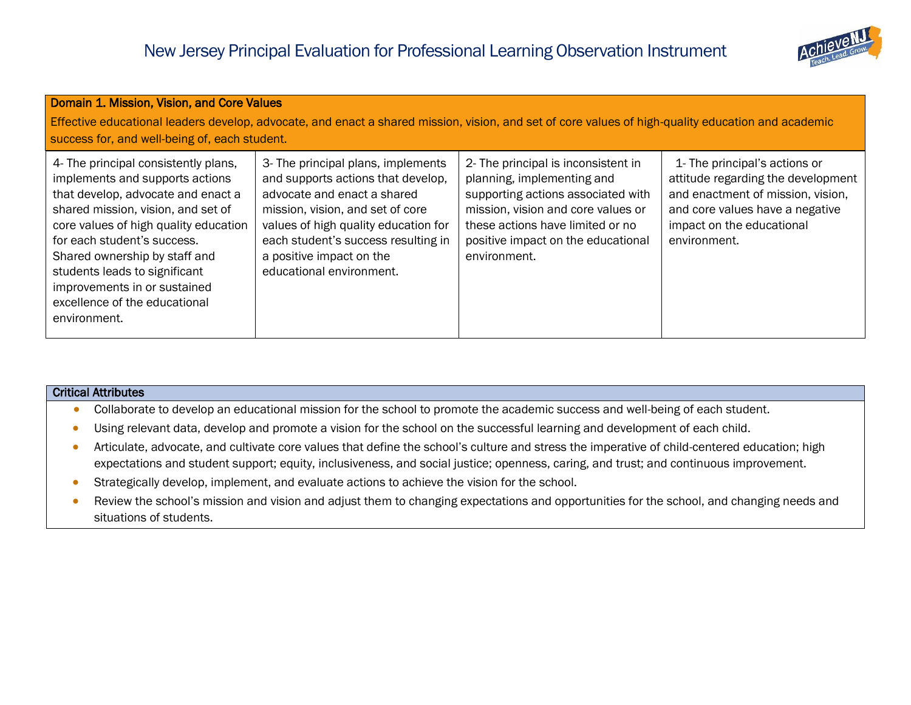# New Jersey Principal Evaluation for Professional Learning Observation Instrument

| Domain 1. Mission, Vision, and Core Values<br>Effective educational leaders develop, advocate, and enact a shared mission, vision, and set of core values of high-quality education and academic success for, and well-being of, each student. | | | |
|---|---|---|---|
| 4- The principal consistently plans, implements and supports actions that develop, advocate and enact a shared mission, vision, and set of core values of high quality education for each student's success. Shared ownership by staff and students leads to significant improvements in or sustained excellence of the educational environment. | 3- The principal plans, implements and supports actions that develop, advocate and enact a shared mission, vision, and set of core values of high quality education for each student's success resulting in a positive impact on the educational environment. | 2- The principal is inconsistent in planning, implementing and supporting actions associated with mission, vision and core values or these actions have limited or no positive impact on the educational environment. | 1- The principal's actions or attitude regarding the development and enactment of mission, vision, and core values have a negative impact on the educational environment. |

**Critical Attributes**

- Collaborate to develop an educational mission for the school to promote the academic success and well-being of each student.
- Using relevant data, develop and promote a vision for the school on the successful learning and development of each child.
- Articulate, advocate, and cultivate core values that define the school's culture and stress the imperative of child-centered education; high expectations and student support; equity, inclusiveness, and social justice; openness, caring, and trust; and continuous improvement.
- Strategically develop, implement, and evaluate actions to achieve the vision for the school.
- Review the school's mission and vision and adjust them to changing expectations and opportunities for the school, and changing needs and situations of students.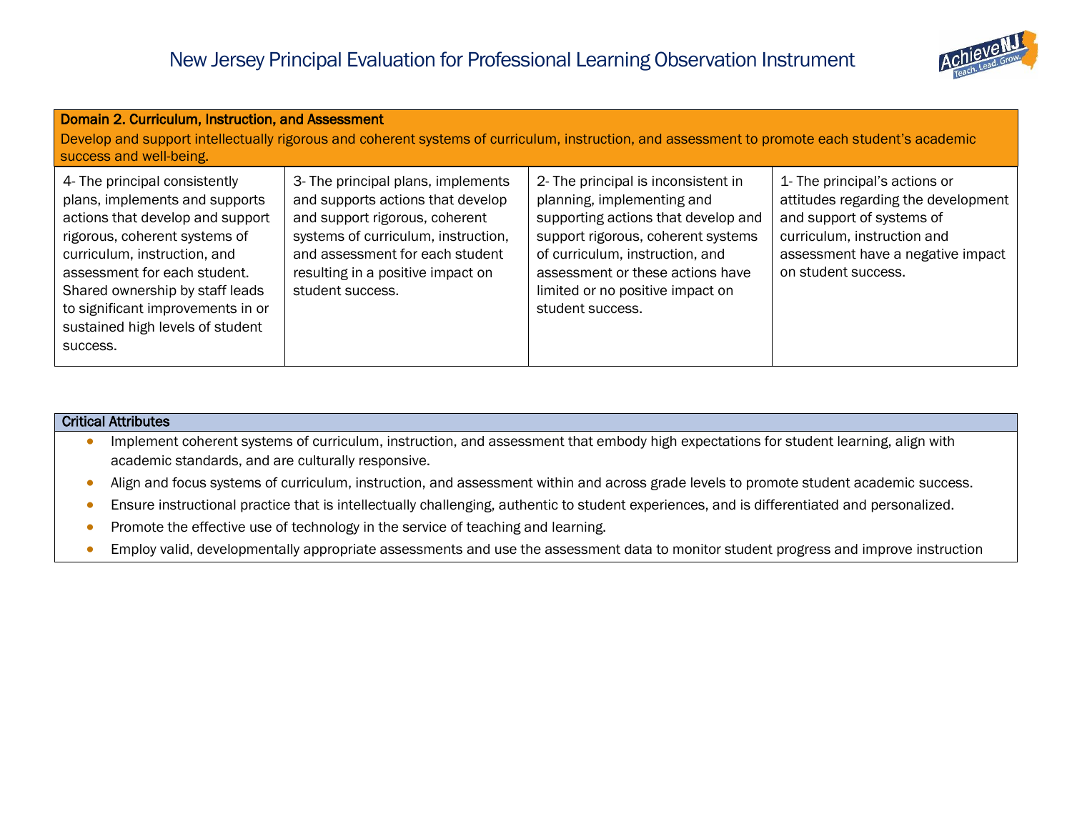# New Jersey Principal Evaluation for Professional Learning Observation Instrument

| **Domain 2. Curriculum, Instruction, and Assessment**<br>Develop and support intellectually rigorous and coherent systems of curriculum, instruction, and assessment to promote each student's academic success and well-being. | | | |
|---|---|---|---|
| 4- The principal consistently plans, implements and supports actions that develop and support rigorous, coherent systems of curriculum, instruction, and assessment for each student. Shared ownership by staff leads to significant improvements in or sustained high levels of student success. | 3- The principal plans, implements and supports actions that develop and support rigorous, coherent systems of curriculum, instruction, and assessment for each student resulting in a positive impact on student success. | 2- The principal is inconsistent in planning, implementing and supporting actions that develop and support rigorous, coherent systems of curriculum, instruction, and assessment or these actions have limited or no positive impact on student success. | 1- The principal's actions or attitudes regarding the development and support of systems of curriculum, instruction and assessment have a negative impact on student success. |

**Critical Attributes**

- Implement coherent systems of curriculum, instruction, and assessment that embody high expectations for student learning, align with academic standards, and are culturally responsive.
- Align and focus systems of curriculum, instruction, and assessment within and across grade levels to promote student academic success.
- Ensure instructional practice that is intellectually challenging, authentic to student experiences, and is differentiated and personalized.
- Promote the effective use of technology in the service of teaching and learning.
- Employ valid, developmentally appropriate assessments and use the assessment data to monitor student progress and improve instruction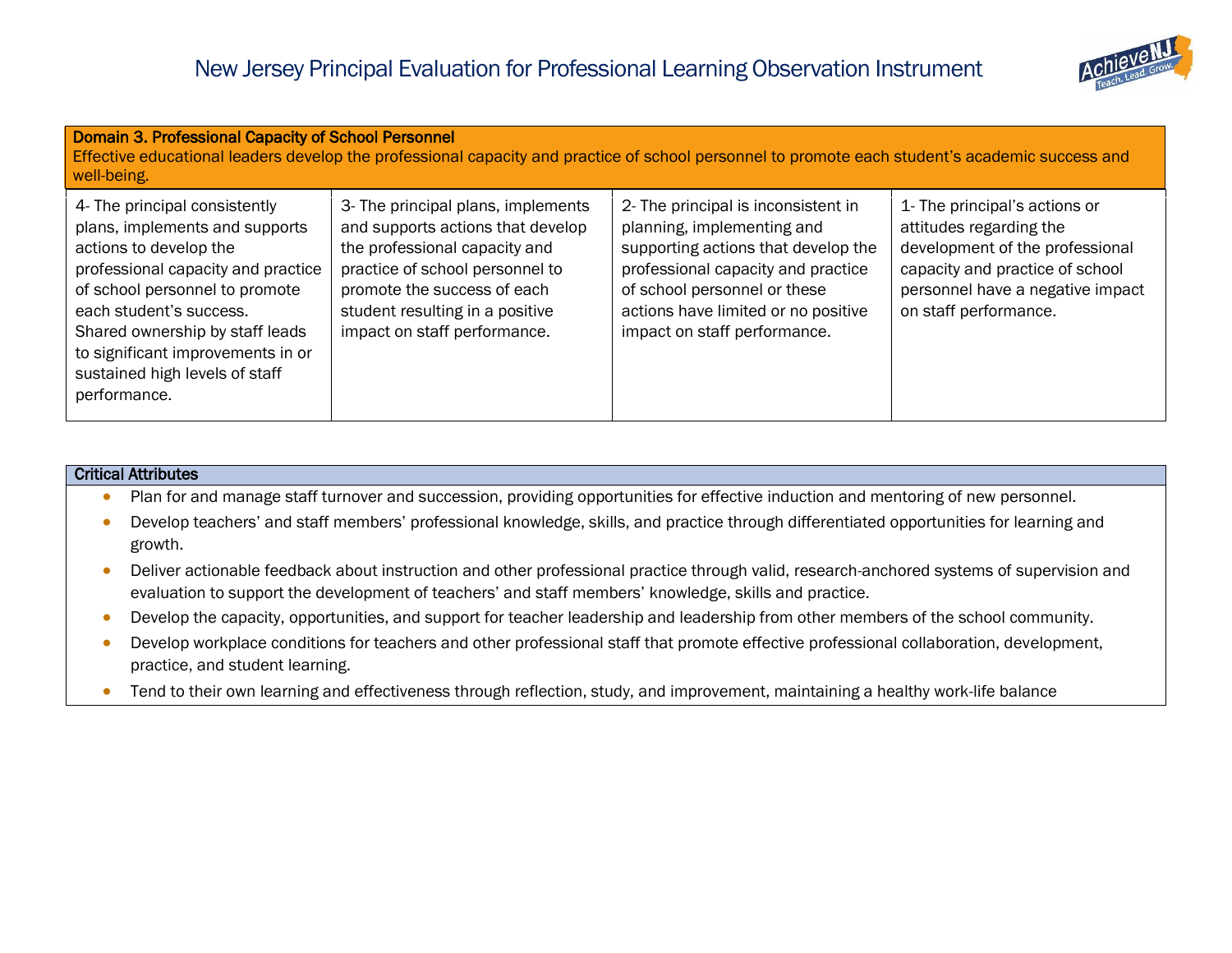# New Jersey Principal Evaluation for Professional Learning Observation Instrument

| Domain 3. Professional Capacity of School Personnel<br>Effective educational leaders develop the professional capacity and practice of school personnel to promote each student's academic success and well-being. | | | |
|---|---|---|---|
| 4- The principal consistently plans, implements and supports actions to develop the professional capacity and practice of school personnel to promote each student's success.<br>Shared ownership by staff leads to significant improvements in or sustained high levels of staff performance. | 3- The principal plans, implements and supports actions that develop the professional capacity and practice of school personnel to promote the success of each student resulting in a positive impact on staff performance. | 2- The principal is inconsistent in planning, implementing and supporting actions that develop the professional capacity and practice of school personnel or these actions have limited or no positive impact on staff performance. | 1- The principal's actions or attitudes regarding the development of the professional capacity and practice of school personnel have a negative impact on staff performance. |

**Critical Attributes**

- Plan for and manage staff turnover and succession, providing opportunities for effective induction and mentoring of new personnel.
- Develop teachers' and staff members' professional knowledge, skills, and practice through differentiated opportunities for learning and growth.
- Deliver actionable feedback about instruction and other professional practice through valid, research-anchored systems of supervision and evaluation to support the development of teachers' and staff members' knowledge, skills and practice.
- Develop the capacity, opportunities, and support for teacher leadership and leadership from other members of the school community.
- Develop workplace conditions for teachers and other professional staff that promote effective professional collaboration, development, practice, and student learning.
- Tend to their own learning and effectiveness through reflection, study, and improvement, maintaining a healthy work-life balance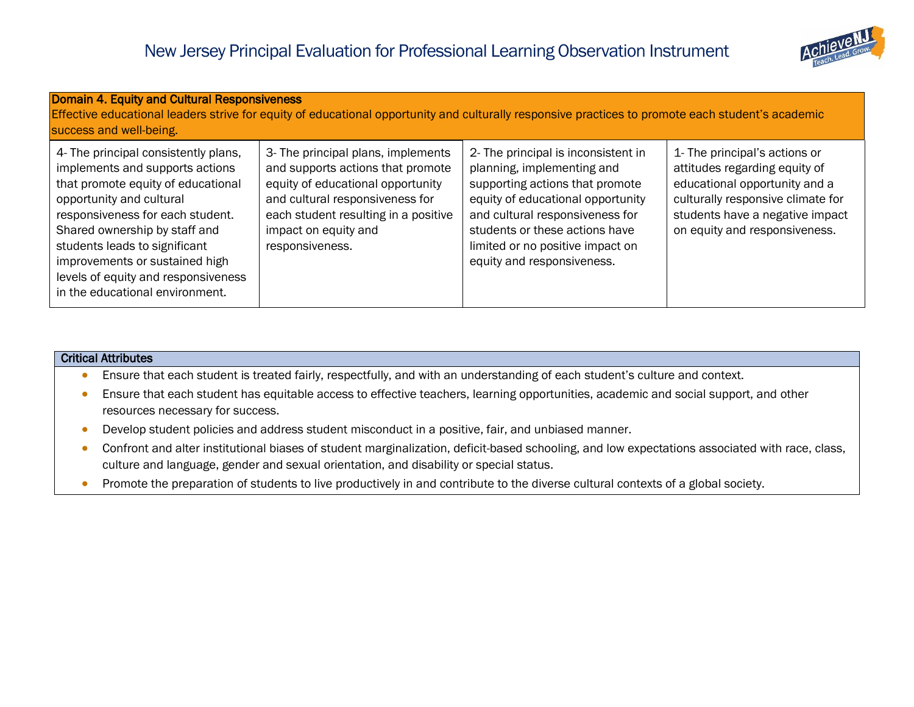# New Jersey Principal Evaluation for Professional Learning Observation Instrument

| **Domain 4. Equity and Cultural Responsiveness** Effective educational leaders strive for equity of educational opportunity and culturally responsive practices to promote each student's academic success and well-being. | | | |
|---|---|---|---|
| 4- The principal consistently plans, implements and supports actions that promote equity of educational opportunity and cultural responsiveness for each student. Shared ownership by staff and students leads to significant improvements or sustained high levels of equity and responsiveness in the educational environment. | 3- The principal plans, implements and supports actions that promote equity of educational opportunity and cultural responsiveness for each student resulting in a positive impact on equity and responsiveness. | 2- The principal is inconsistent in planning, implementing and supporting actions that promote equity of educational opportunity and cultural responsiveness for students or these actions have limited or no positive impact on equity and responsiveness. | 1- The principal's actions or attitudes regarding equity of educational opportunity and a culturally responsive climate for students have a negative impact on equity and responsiveness. |

**Critical Attributes**

- Ensure that each student is treated fairly, respectfully, and with an understanding of each student's culture and context.
- Ensure that each student has equitable access to effective teachers, learning opportunities, academic and social support, and other resources necessary for success.
- Develop student policies and address student misconduct in a positive, fair, and unbiased manner.
- Confront and alter institutional biases of student marginalization, deficit-based schooling, and low expectations associated with race, class, culture and language, gender and sexual orientation, and disability or special status.
- Promote the preparation of students to live productively in and contribute to the diverse cultural contexts of a global society.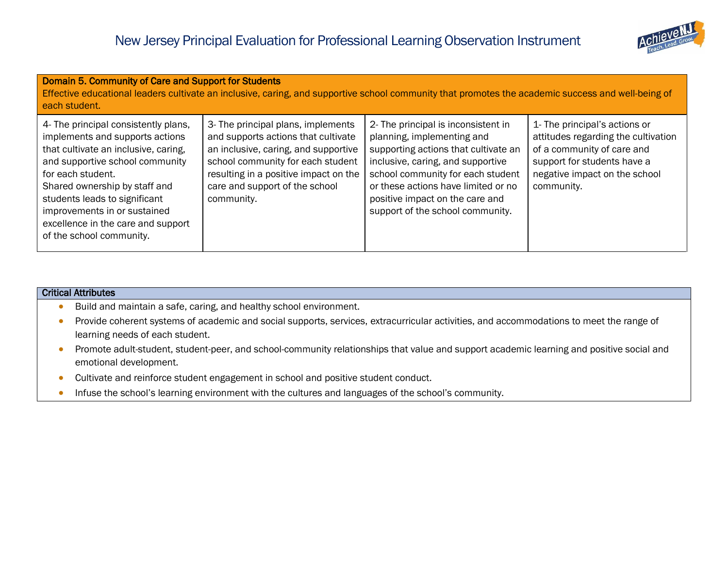# New Jersey Principal Evaluation for Professional Learning Observation Instrument

| Domain 5. Community of Care and Support for Students<br>Effective educational leaders cultivate an inclusive, caring, and supportive school community that promotes the academic success and well-being of each student. | | | |
|---|---|---|---|
| 4- The principal consistently plans, implements and supports actions that cultivate an inclusive, caring, and supportive school community for each student.<br>Shared ownership by staff and students leads to significant improvements in or sustained excellence in the care and support of the school community. | 3- The principal plans, implements and supports actions that cultivate an inclusive, caring, and supportive school community for each student resulting in a positive impact on the care and support of the school community. | 2- The principal is inconsistent in planning, implementing and supporting actions that cultivate an inclusive, caring, and supportive school community for each student or these actions have limited or no positive impact on the care and support of the school community. | 1- The principal's actions or attitudes regarding the cultivation of a community of care and support for students have a negative impact on the school community. |

**Critical Attributes**

- Build and maintain a safe, caring, and healthy school environment.
- Provide coherent systems of academic and social supports, services, extracurricular activities, and accommodations to meet the range of learning needs of each student.
- Promote adult-student, student-peer, and school-community relationships that value and support academic learning and positive social and emotional development.
- Cultivate and reinforce student engagement in school and positive student conduct.
- Infuse the school's learning environment with the cultures and languages of the school's community.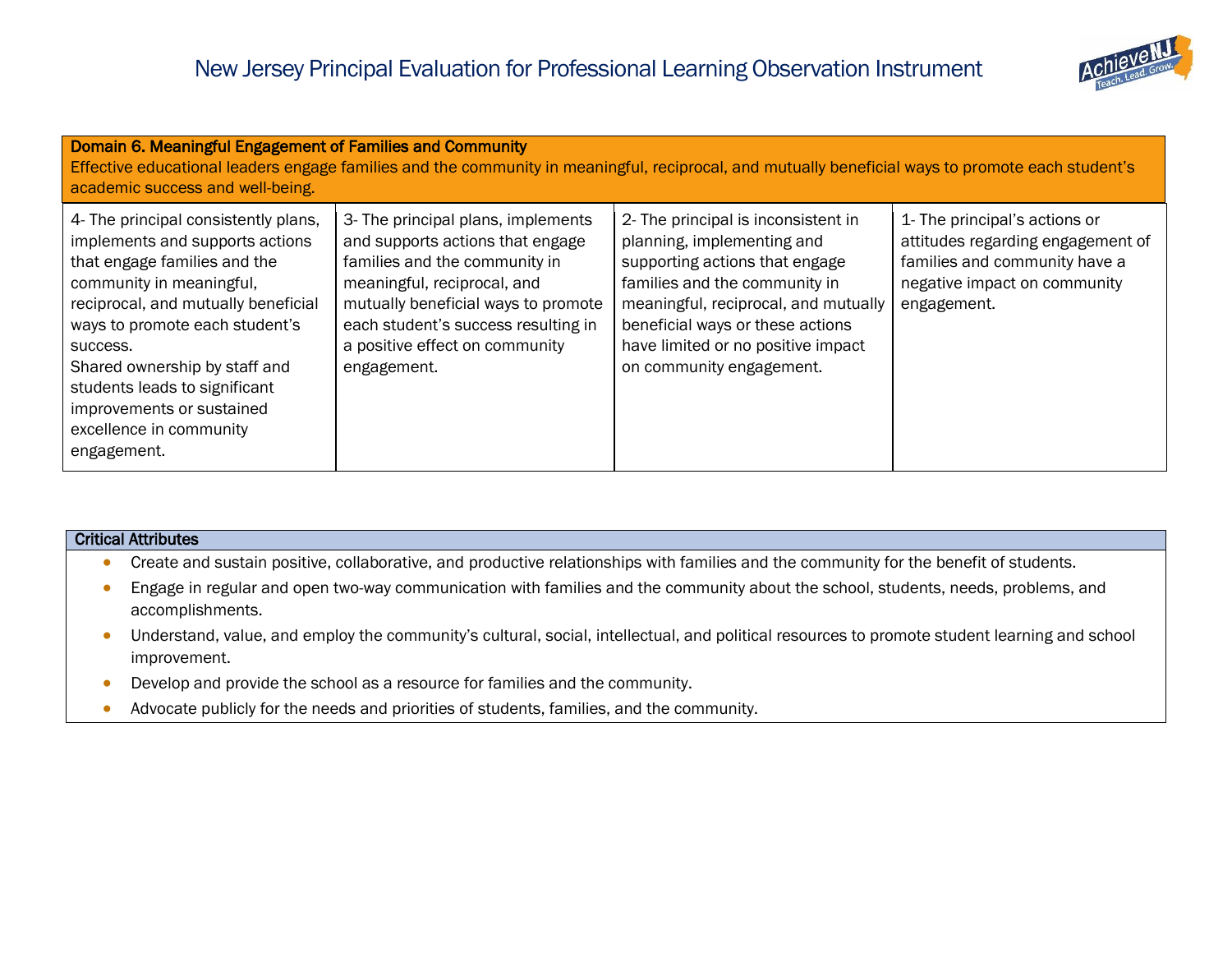# New Jersey Principal Evaluation for Professional Learning Observation Instrument

| **Domain 6. Meaningful Engagement of Families and Community**<br>Effective educational leaders engage families and the community in meaningful, reciprocal, and mutually beneficial ways to promote each student's academic success and well-being. | | | |
|---|---|---|---|
| 4- The principal consistently plans, implements and supports actions that engage families and the community in meaningful, reciprocal, and mutually beneficial ways to promote each student's success.<br>Shared ownership by staff and students leads to significant improvements or sustained excellence in community engagement. | 3- The principal plans, implements and supports actions that engage families and the community in meaningful, reciprocal, and mutually beneficial ways to promote each student's success resulting in a positive effect on community engagement. | 2- The principal is inconsistent in planning, implementing and supporting actions that engage families and the community in meaningful, reciprocal, and mutually beneficial ways or these actions have limited or no positive impact on community engagement. | 1- The principal's actions or attitudes regarding engagement of families and community have a negative impact on community engagement. |

**Critical Attributes**

- Create and sustain positive, collaborative, and productive relationships with families and the community for the benefit of students.
- Engage in regular and open two-way communication with families and the community about the school, students, needs, problems, and accomplishments.
- Understand, value, and employ the community's cultural, social, intellectual, and political resources to promote student learning and school improvement.
- Develop and provide the school as a resource for families and the community.
- Advocate publicly for the needs and priorities of students, families, and the community.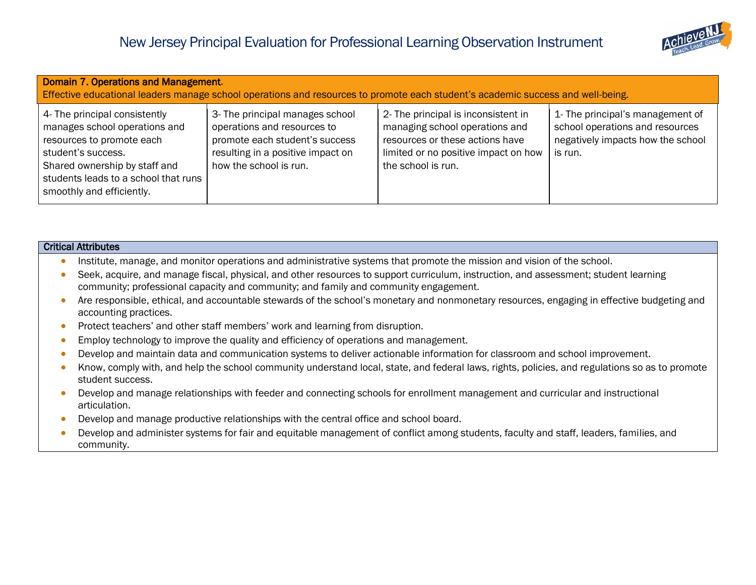# New Jersey Principal Evaluation for Professional Learning Observation Instrument

| **Domain 7. Operations and Management.** Effective educational leaders manage school operations and resources to promote each student's academic success and well-being. | | | |
|---|---|---|---|
| 4- The principal consistently manages school operations and resources to promote each student's success. Shared ownership by staff and students leads to a school that runs smoothly and efficiently. | 3- The principal manages school operations and resources to promote each student's success resulting in a positive impact on how the school is run. | 2- The principal is inconsistent in managing school operations and resources or these actions have limited or no positive impact on how the school is run. | 1- The principal's management of school operations and resources negatively impacts how the school is run. |

**Critical Attributes**

- Institute, manage, and monitor operations and administrative systems that promote the mission and vision of the school.
- Seek, acquire, and manage fiscal, physical, and other resources to support curriculum, instruction, and assessment; student learning community; professional capacity and community; and family and community engagement.
- Are responsible, ethical, and accountable stewards of the school's monetary and nonmonetary resources, engaging in effective budgeting and accounting practices.
- Protect teachers' and other staff members' work and learning from disruption.
- Employ technology to improve the quality and efficiency of operations and management.
- Develop and maintain data and communication systems to deliver actionable information for classroom and school improvement.
- Know, comply with, and help the school community understand local, state, and federal laws, rights, policies, and regulations so as to promote student success.
- Develop and manage relationships with feeder and connecting schools for enrollment management and curricular and instructional articulation.
- Develop and manage productive relationships with the central office and school board.
- Develop and administer systems for fair and equitable management of conflict among students, faculty and staff, leaders, families, and community.